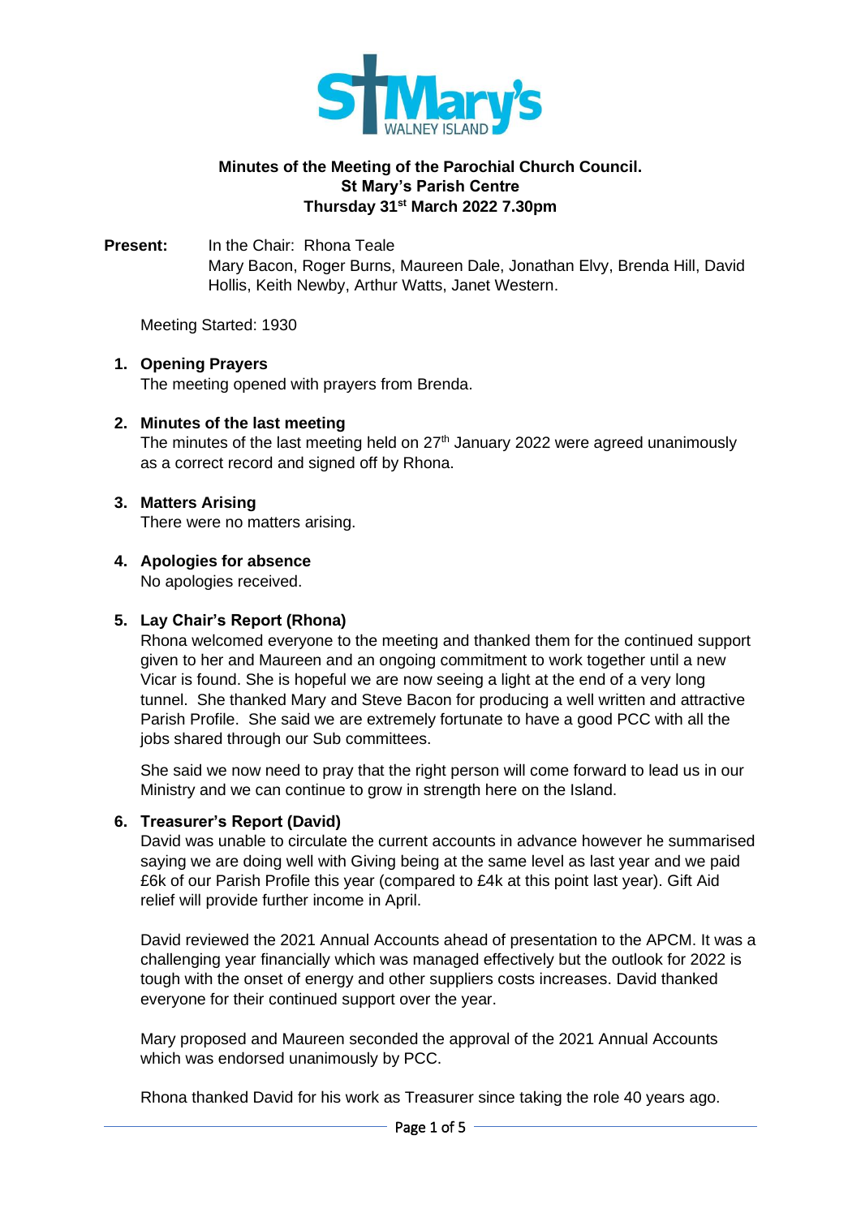St Mary's WALNEY ISLAND

**Minutes of the Meeting of the Parochial Church Council.**
**St Mary's Parish Centre**
**Thursday 31st March 2022 7.30pm**

**Present:** In the Chair: Rhona Teale
Mary Bacon, Roger Burns, Maureen Dale, Jonathan Elvy, Brenda Hill, David Hollis, Keith Newby, Arthur Watts, Janet Western.

Meeting Started: 1930

1. **Opening Prayers**
   The meeting opened with prayers from Brenda.

2. **Minutes of the last meeting**
   The minutes of the last meeting held on 27th January 2022 were agreed unanimously as a correct record and signed off by Rhona.

3. **Matters Arising**
   There were no matters arising.

4. **Apologies for absence**
   No apologies received.

5. **Lay Chair's Report (Rhona)**
   Rhona welcomed everyone to the meeting and thanked them for the continued support given to her and Maureen and an ongoing commitment to work together until a new Vicar is found. She is hopeful we are now seeing a light at the end of a very long tunnel. She thanked Mary and Steve Bacon for producing a well written and attractive Parish Profile. She said we are extremely fortunate to have a good PCC with all the jobs shared through our Sub committees.

   She said we now need to pray that the right person will come forward to lead us in our Ministry and we can continue to grow in strength here on the Island.

6. **Treasurer's Report (David)**
   David was unable to circulate the current accounts in advance however he summarised saying we are doing well with Giving being at the same level as last year and we paid £6k of our Parish Profile this year (compared to £4k at this point last year). Gift Aid relief will provide further income in April.

   David reviewed the 2021 Annual Accounts ahead of presentation to the APCM. It was a challenging year financially which was managed effectively but the outlook for 2022 is tough with the onset of energy and other suppliers costs increases. David thanked everyone for their continued support over the year.

   Mary proposed and Maureen seconded the approval of the 2021 Annual Accounts which was endorsed unanimously by PCC.

   Rhona thanked David for his work as Treasurer since taking the role 40 years ago.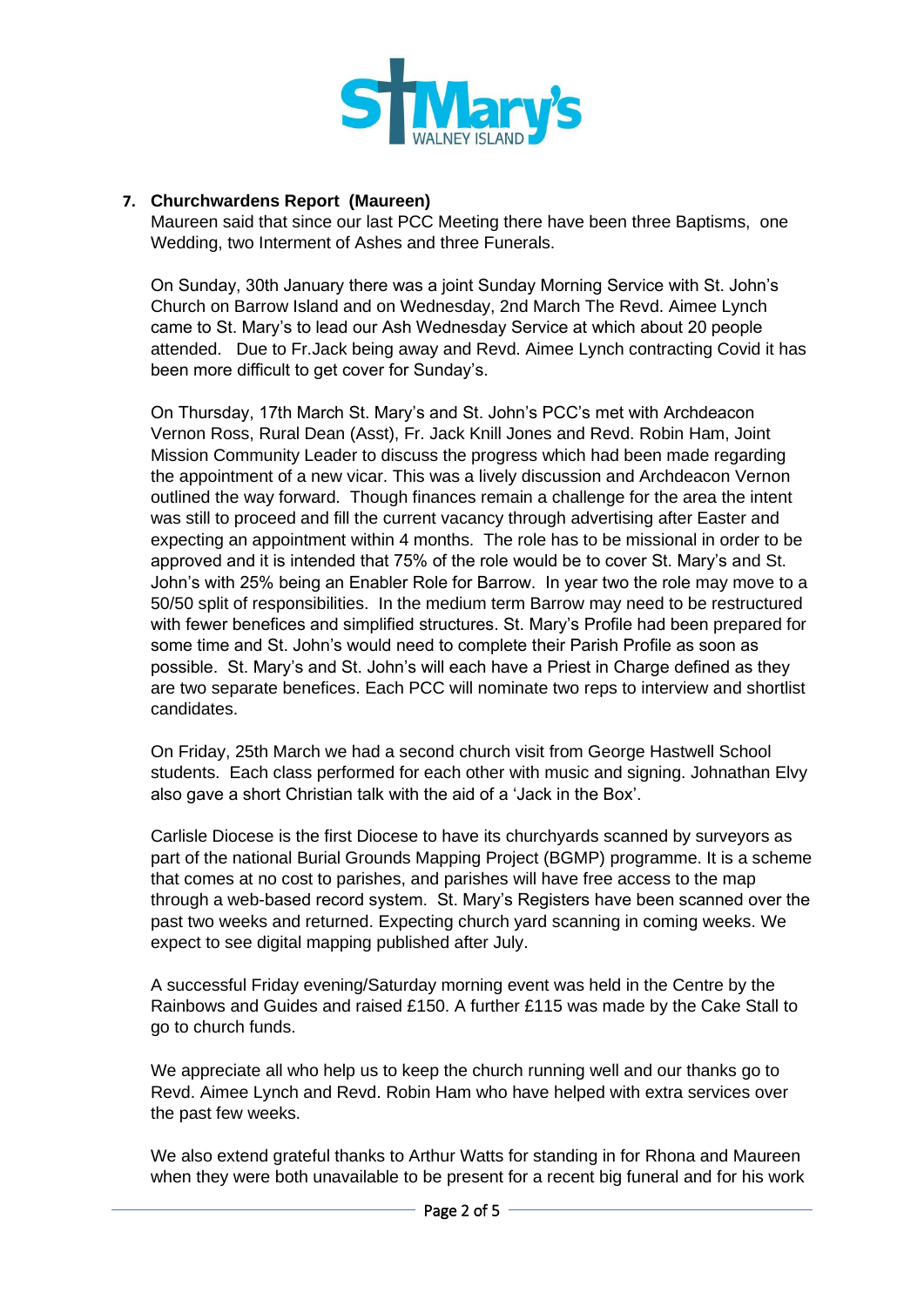### 7. Churchwardens Report (Maureen)

Maureen said that since our last PCC Meeting there have been three Baptisms, one Wedding, two Interment of Ashes and three Funerals.

On Sunday, 30th January there was a joint Sunday Morning Service with St. John's Church on Barrow Island and on Wednesday, 2nd March The Revd. Aimee Lynch came to St. Mary's to lead our Ash Wednesday Service at which about 20 people attended. Due to Fr.Jack being away and Revd. Aimee Lynch contracting Covid it has been more difficult to get cover for Sunday's.

On Thursday, 17th March St. Mary's and St. John's PCC's met with Archdeacon Vernon Ross, Rural Dean (Asst), Fr. Jack Knill Jones and Revd. Robin Ham, Joint Mission Community Leader to discuss the progress which had been made regarding the appointment of a new vicar. This was a lively discussion and Archdeacon Vernon outlined the way forward. Though finances remain a challenge for the area the intent was still to proceed and fill the current vacancy through advertising after Easter and expecting an appointment within 4 months. The role has to be missional in order to be approved and it is intended that 75% of the role would be to cover St. Mary's and St. John's with 25% being an Enabler Role for Barrow. In year two the role may move to a 50/50 split of responsibilities. In the medium term Barrow may need to be restructured with fewer benefices and simplified structures. St. Mary's Profile had been prepared for some time and St. John's would need to complete their Parish Profile as soon as possible. St. Mary's and St. John's will each have a Priest in Charge defined as they are two separate benefices. Each PCC will nominate two reps to interview and shortlist candidates.

On Friday, 25th March we had a second church visit from George Hastwell School students. Each class performed for each other with music and signing. Johnathan Elvy also gave a short Christian talk with the aid of a 'Jack in the Box'.

Carlisle Diocese is the first Diocese to have its churchyards scanned by surveyors as part of the national Burial Grounds Mapping Project (BGMP) programme. It is a scheme that comes at no cost to parishes, and parishes will have free access to the map through a web-based record system. St. Mary's Registers have been scanned over the past two weeks and returned. Expecting church yard scanning in coming weeks. We expect to see digital mapping published after July.

A successful Friday evening/Saturday morning event was held in the Centre by the Rainbows and Guides and raised £150. A further £115 was made by the Cake Stall to go to church funds.

We appreciate all who help us to keep the church running well and our thanks go to Revd. Aimee Lynch and Revd. Robin Ham who have helped with extra services over the past few weeks.

We also extend grateful thanks to Arthur Watts for standing in for Rhona and Maureen when they were both unavailable to be present for a recent big funeral and for his work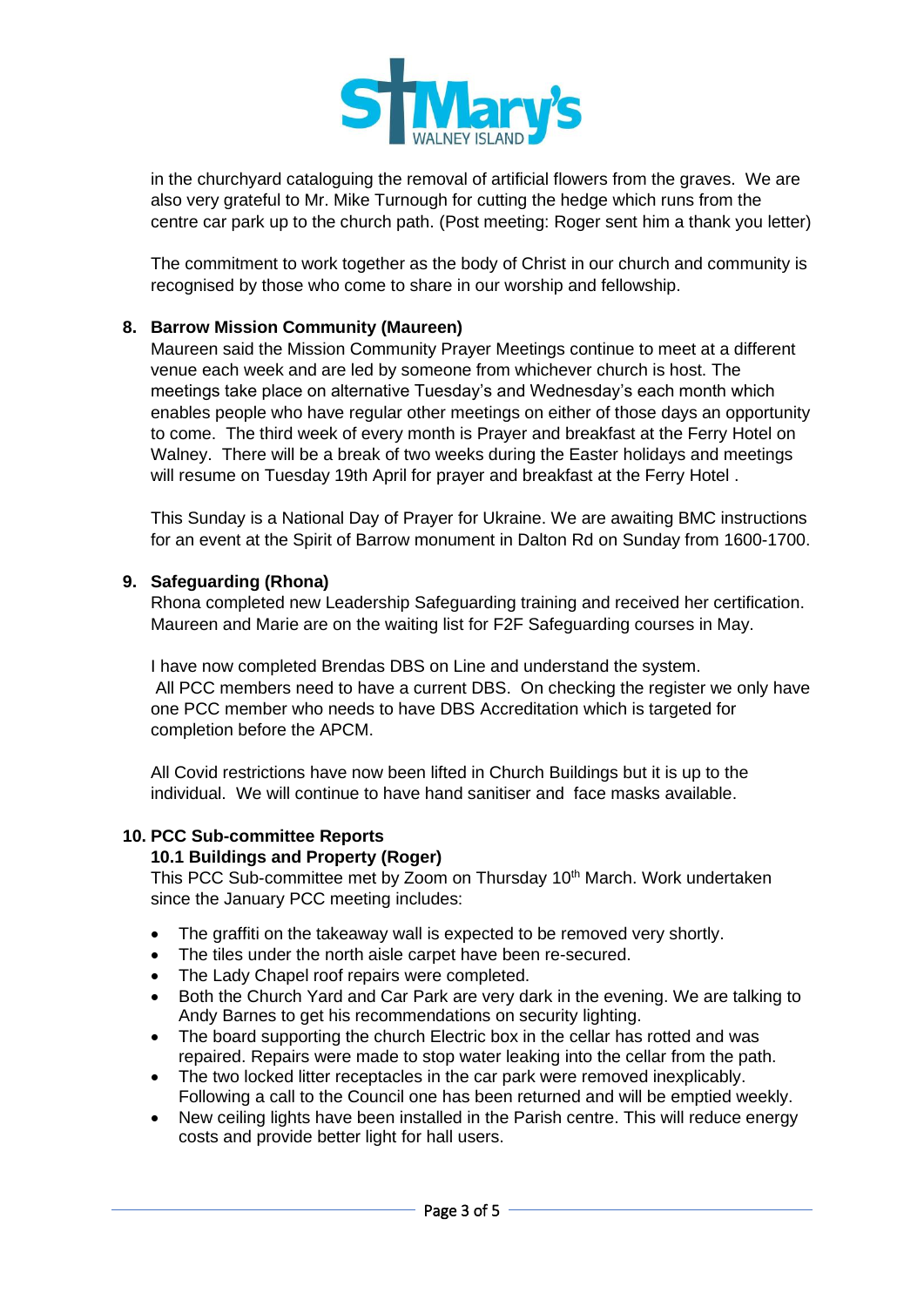in the churchyard cataloguing the removal of artificial flowers from the graves. We are also very grateful to Mr. Mike Turnough for cutting the hedge which runs from the centre car park up to the church path. (Post meeting: Roger sent him a thank you letter)

The commitment to work together as the body of Christ in our church and community is recognised by those who come to share in our worship and fellowship.

**8. Barrow Mission Community (Maureen)**

Maureen said the Mission Community Prayer Meetings continue to meet at a different venue each week and are led by someone from whichever church is host. The meetings take place on alternative Tuesday's and Wednesday's each month which enables people who have regular other meetings on either of those days an opportunity to come. The third week of every month is Prayer and breakfast at the Ferry Hotel on Walney. There will be a break of two weeks during the Easter holidays and meetings will resume on Tuesday 19th April for prayer and breakfast at the Ferry Hotel .

This Sunday is a National Day of Prayer for Ukraine. We are awaiting BMC instructions for an event at the Spirit of Barrow monument in Dalton Rd on Sunday from 1600-1700.

**9. Safeguarding (Rhona)**

Rhona completed new Leadership Safeguarding training and received her certification. Maureen and Marie are on the waiting list for F2F Safeguarding courses in May.

I have now completed Brendas DBS on Line and understand the system. All PCC members need to have a current DBS. On checking the register we only have one PCC member who needs to have DBS Accreditation which is targeted for completion before the APCM.

All Covid restrictions have now been lifted in Church Buildings but it is up to the individual. We will continue to have hand sanitiser and face masks available.

**10. PCC Sub-committee Reports**

**10.1 Buildings and Property (Roger)**

This PCC Sub-committee met by Zoom on Thursday 10th March. Work undertaken since the January PCC meeting includes:

- The graffiti on the takeaway wall is expected to be removed very shortly.
- The tiles under the north aisle carpet have been re-secured.
- The Lady Chapel roof repairs were completed.
- Both the Church Yard and Car Park are very dark in the evening. We are talking to Andy Barnes to get his recommendations on security lighting.
- The board supporting the church Electric box in the cellar has rotted and was repaired. Repairs were made to stop water leaking into the cellar from the path.
- The two locked litter receptacles in the car park were removed inexplicably. Following a call to the Council one has been returned and will be emptied weekly.
- New ceiling lights have been installed in the Parish centre. This will reduce energy costs and provide better light for hall users.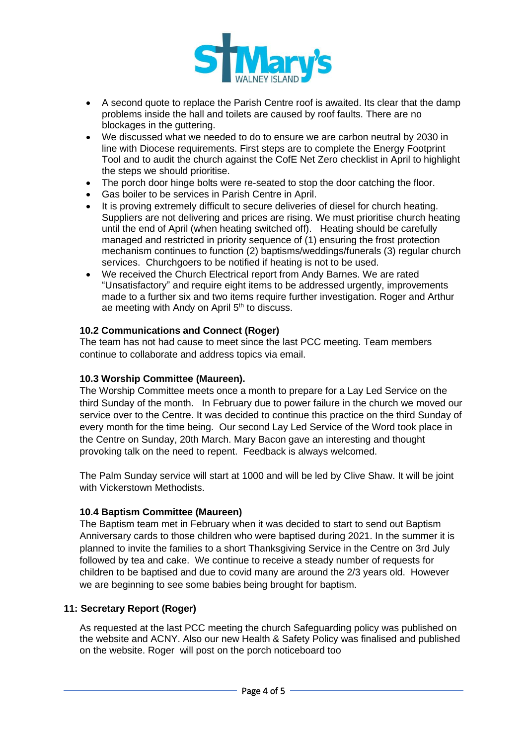- A second quote to replace the Parish Centre roof is awaited. Its clear that the damp problems inside the hall and toilets are caused by roof faults. There are no blockages in the guttering.
- We discussed what we needed to do to ensure we are carbon neutral by 2030 in line with Diocese requirements. First steps are to complete the Energy Footprint Tool and to audit the church against the CofE Net Zero checklist in April to highlight the steps we should prioritise.
- The porch door hinge bolts were re-seated to stop the door catching the floor.
- Gas boiler to be services in Parish Centre in April.
- It is proving extremely difficult to secure deliveries of diesel for church heating. Suppliers are not delivering and prices are rising. We must prioritise church heating until the end of April (when heating switched off). Heating should be carefully managed and restricted in priority sequence of (1) ensuring the frost protection mechanism continues to function (2) baptisms/weddings/funerals (3) regular church services. Churchgoers to be notified if heating is not to be used.
- We received the Church Electrical report from Andy Barnes. We are rated "Unsatisfactory" and require eight items to be addressed urgently, improvements made to a further six and two items require further investigation. Roger and Arthur ae meeting with Andy on April 5th to discuss.

### 10.2 Communications and Connect (Roger)

The team has not had cause to meet since the last PCC meeting. Team members continue to collaborate and address topics via email.

### 10.3 Worship Committee (Maureen).

The Worship Committee meets once a month to prepare for a Lay Led Service on the third Sunday of the month. In February due to power failure in the church we moved our service over to the Centre. It was decided to continue this practice on the third Sunday of every month for the time being. Our second Lay Led Service of the Word took place in the Centre on Sunday, 20th March. Mary Bacon gave an interesting and thought provoking talk on the need to repent. Feedback is always welcomed.

The Palm Sunday service will start at 1000 and will be led by Clive Shaw. It will be joint with Vickerstown Methodists.

### 10.4 Baptism Committee (Maureen)

The Baptism team met in February when it was decided to start to send out Baptism Anniversary cards to those children who were baptised during 2021. In the summer it is planned to invite the families to a short Thanksgiving Service in the Centre on 3rd July followed by tea and cake. We continue to receive a steady number of requests for children to be baptised and due to covid many are around the 2/3 years old. However we are beginning to see some babies being brought for baptism.

## 11: Secretary Report (Roger)

As requested at the last PCC meeting the church Safeguarding policy was published on the website and ACNY. Also our new Health & Safety Policy was finalised and published on the website. Roger will post on the porch noticeboard too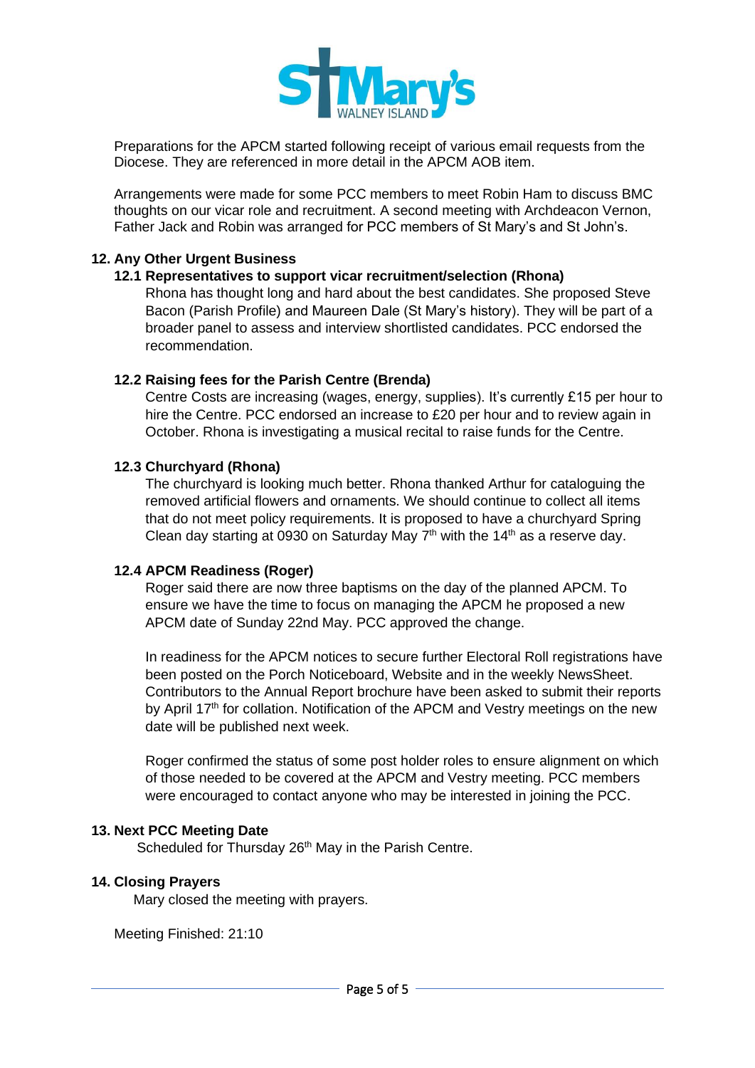Preparations for the APCM started following receipt of various email requests from the Diocese. They are referenced in more detail in the APCM AOB item.

Arrangements were made for some PCC members to meet Robin Ham to discuss BMC thoughts on our vicar role and recruitment. A second meeting with Archdeacon Vernon, Father Jack and Robin was arranged for PCC members of St Mary's and St John's.

## 12. Any Other Urgent Business

### 12.1 Representatives to support vicar recruitment/selection (Rhona)

Rhona has thought long and hard about the best candidates. She proposed Steve Bacon (Parish Profile) and Maureen Dale (St Mary's history). They will be part of a broader panel to assess and interview shortlisted candidates. PCC endorsed the recommendation.

### 12.2 Raising fees for the Parish Centre (Brenda)

Centre Costs are increasing (wages, energy, supplies). It's currently £15 per hour to hire the Centre. PCC endorsed an increase to £20 per hour and to review again in October. Rhona is investigating a musical recital to raise funds for the Centre.

### 12.3 Churchyard (Rhona)

The churchyard is looking much better. Rhona thanked Arthur for cataloguing the removed artificial flowers and ornaments. We should continue to collect all items that do not meet policy requirements. It is proposed to have a churchyard Spring Clean day starting at 0930 on Saturday May 7th with the 14th as a reserve day.

### 12.4 APCM Readiness (Roger)

Roger said there are now three baptisms on the day of the planned APCM. To ensure we have the time to focus on managing the APCM he proposed a new APCM date of Sunday 22nd May. PCC approved the change.

In readiness for the APCM notices to secure further Electoral Roll registrations have been posted on the Porch Noticeboard, Website and in the weekly NewsSheet. Contributors to the Annual Report brochure have been asked to submit their reports by April 17th for collation. Notification of the APCM and Vestry meetings on the new date will be published next week.

Roger confirmed the status of some post holder roles to ensure alignment on which of those needed to be covered at the APCM and Vestry meeting. PCC members were encouraged to contact anyone who may be interested in joining the PCC.

## 13. Next PCC Meeting Date

Scheduled for Thursday 26th May in the Parish Centre.

## 14. Closing Prayers

Mary closed the meeting with prayers.

Meeting Finished: 21:10